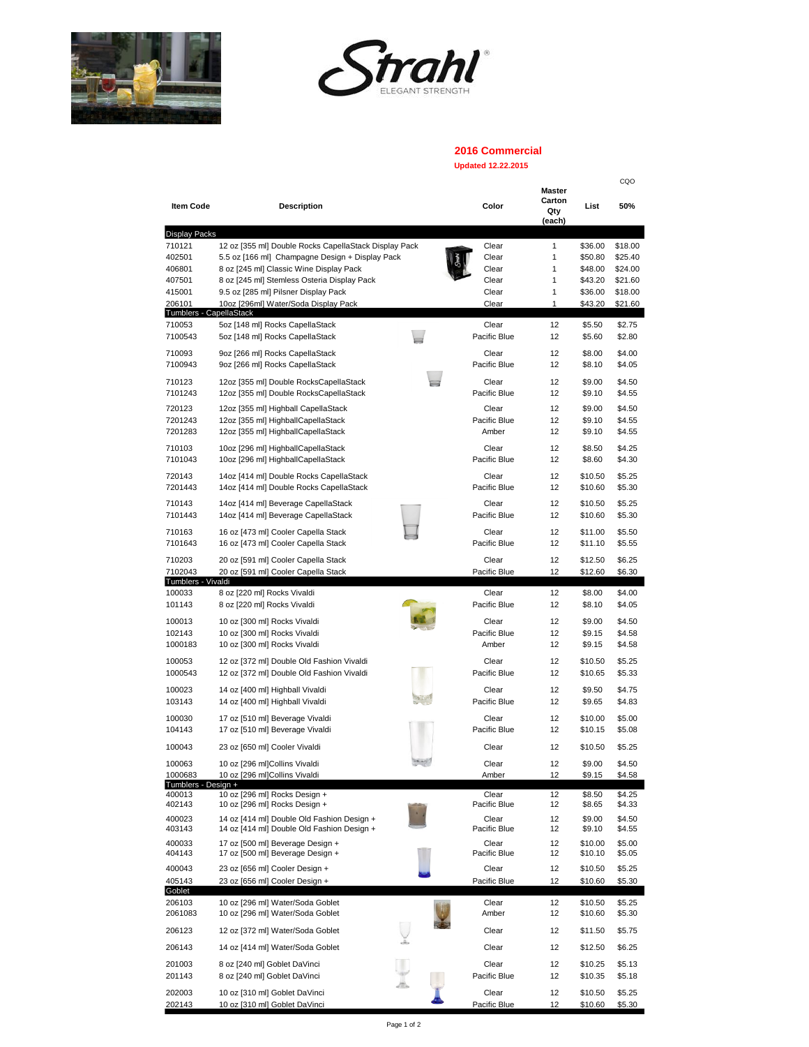Strahl® ELEGANT STRENGTH

## 2016 Commercial

**Updated 12.22.2015**

| Item Code | Description | Color | Master Carton Qty (each) | List | CQO 50% |
|---|---|---|---|---|---|
| **Display Packs** | | | | | |
| 710121 | 12 oz [355 ml] Double Rocks CapellaStack Display Pack | Clear | 1 | $36.00 | $18.00 |
| 402501 | 5.5 oz [166 ml] Champagne Design + Display Pack | Clear | 1 | $50.80 | $25.40 |
| 406801 | 8 oz [245 ml] Classic Wine Display Pack | Clear | 1 | $48.00 | $24.00 |
| 407501 | 8 oz [245 ml] Stemless Osteria Display Pack | Clear | 1 | $43.20 | $21.60 |
| 415001 | 9.5 oz [285 ml] Pilsner Display Pack | Clear | 1 | $36.00 | $18.00 |
| 206101 | 10oz [296ml] Water/Soda Display Pack | Clear | 1 | $43.20 | $21.60 |
| **Tumblers - CapellaStack** | | | | | |
| 710053 | 5oz [148 ml] Rocks CapellaStack | Clear | 12 | $5.50 | $2.75 |
| 7100543 | 5oz [148 ml] Rocks CapellaStack | Pacific Blue | 12 | $5.60 | $2.80 |
| 710093 | 9oz [266 ml] Rocks CapellaStack | Clear | 12 | $8.00 | $4.00 |
| 7100943 | 9oz [266 ml] Rocks CapellaStack | Pacific Blue | 12 | $8.10 | $4.05 |
| 710123 | 12oz [355 ml] Double RocksCapellaStack | Clear | 12 | $9.00 | $4.50 |
| 7101243 | 12oz [355 ml] Double RocksCapellaStack | Pacific Blue | 12 | $9.10 | $4.55 |
| 720123 | 12oz [355 ml] Highball CapellaStack | Clear | 12 | $9.00 | $4.50 |
| 7201243 | 12oz [355 ml] HighballCapellaStack | Pacific Blue | 12 | $9.10 | $4.55 |
| 7201283 | 12oz [355 ml] HighballCapellaStack | Amber | 12 | $9.10 | $4.55 |
| 710103 | 10oz [296 ml] HighballCapellaStack | Clear | 12 | $8.50 | $4.25 |
| 7101043 | 10oz [296 ml] HighballCapellaStack | Pacific Blue | 12 | $8.60 | $4.30 |
| 720143 | 14oz [414 ml] Double Rocks CapellaStack | Clear | 12 | $10.50 | $5.25 |
| 7201443 | 14oz [414 ml] Double Rocks CapellaStack | Pacific Blue | 12 | $10.60 | $5.30 |
| 710143 | 14oz [414 ml] Beverage CapellaStack | Clear | 12 | $10.50 | $5.25 |
| 7101443 | 14oz [414 ml] Beverage CapellaStack | Pacific Blue | 12 | $10.60 | $5.30 |
| 710163 | 16 oz [473 ml] Cooler Capella Stack | Clear | 12 | $11.00 | $5.50 |
| 7101643 | 16 oz [473 ml] Cooler Capella Stack | Pacific Blue | 12 | $11.10 | $5.55 |
| 710203 | 20 oz [591 ml] Cooler Capella Stack | Clear | 12 | $12.50 | $6.25 |
| 7102043 | 20 oz [591 ml] Cooler Capella Stack | Pacific Blue | 12 | $12.60 | $6.30 |
| **Tumblers - Vivaldi** | | | | | |
| 100033 | 8 oz [220 ml] Rocks Vivaldi | Clear | 12 | $8.00 | $4.00 |
| 101143 | 8 oz [220 ml] Rocks Vivaldi | Pacific Blue | 12 | $8.10 | $4.05 |
| 100013 | 10 oz [300 ml] Rocks Vivaldi | Clear | 12 | $9.00 | $4.50 |
| 102143 | 10 oz [300 ml] Rocks Vivaldi | Pacific Blue | 12 | $9.15 | $4.58 |
| 1000183 | 10 oz [300 ml] Rocks Vivaldi | Amber | 12 | $9.15 | $4.58 |
| 100053 | 12 oz [372 ml] Double Old Fashion Vivaldi | Clear | 12 | $10.50 | $5.25 |
| 1000543 | 12 oz [372 ml] Double Old Fashion Vivaldi | Pacific Blue | 12 | $10.65 | $5.33 |
| 100023 | 14 oz [400 ml] Highball Vivaldi | Clear | 12 | $9.50 | $4.75 |
| 103143 | 14 oz [400 ml] Highball Vivaldi | Pacific Blue | 12 | $9.65 | $4.83 |
| 100030 | 17 oz [510 ml] Beverage Vivaldi | Clear | 12 | $10.00 | $5.00 |
| 104143 | 17 oz [510 ml] Beverage Vivaldi | Pacific Blue | 12 | $10.15 | $5.08 |
| 100043 | 23 oz [650 ml] Cooler Vivaldi | Clear | 12 | $10.50 | $5.25 |
| 100063 | 10 oz [296 ml]Collins Vivaldi | Clear | 12 | $9.00 | $4.50 |
| 1000683 | 10 oz [296 ml]Collins Vivaldi | Amber | 12 | $9.15 | $4.58 |
| **Tumblers - Design +** | | | | | |
| 400013 | 10 oz [296 ml] Rocks Design + | Clear | 12 | $8.50 | $4.25 |
| 402143 | 10 oz [296 ml] Rocks Design + | Pacific Blue | 12 | $8.65 | $4.33 |
| 400023 | 14 oz [414 ml] Double Old Fashion Design + | Clear | 12 | $9.00 | $4.50 |
| 403143 | 14 oz [414 ml] Double Old Fashion Design + | Pacific Blue | 12 | $9.10 | $4.55 |
| 400033 | 17 oz [500 ml] Beverage Design + | Clear | 12 | $10.00 | $5.00 |
| 404143 | 17 oz [500 ml] Beverage Design + | Pacific Blue | 12 | $10.10 | $5.05 |
| 400043 | 23 oz [656 ml] Cooler Design + | Clear | 12 | $10.50 | $5.25 |
| 405143 | 23 oz [656 ml] Cooler Design + | Pacific Blue | 12 | $10.60 | $5.30 |
| **Goblet** | | | | | |
| 206103 | 10 oz [296 ml] Water/Soda Goblet | Clear | 12 | $10.50 | $5.25 |
| 2061083 | 10 oz [296 ml] Water/Soda Goblet | Amber | 12 | $10.60 | $5.30 |
| 206123 | 12 oz [372 ml] Water/Soda Goblet | Clear | 12 | $11.50 | $5.75 |
| 206143 | 14 oz [414 ml] Water/Soda Goblet | Clear | 12 | $12.50 | $6.25 |
| 201003 | 8 oz [240 ml] Goblet DaVinci | Clear | 12 | $10.25 | $5.13 |
| 201143 | 8 oz [240 ml] Goblet DaVinci | Pacific Blue | 12 | $10.35 | $5.18 |
| 202003 | 10 oz [310 ml] Goblet DaVinci | Clear | 12 | $10.50 | $5.25 |
| 202143 | 10 oz [310 ml] Goblet DaVinci | Pacific Blue | 12 | $10.60 | $5.30 |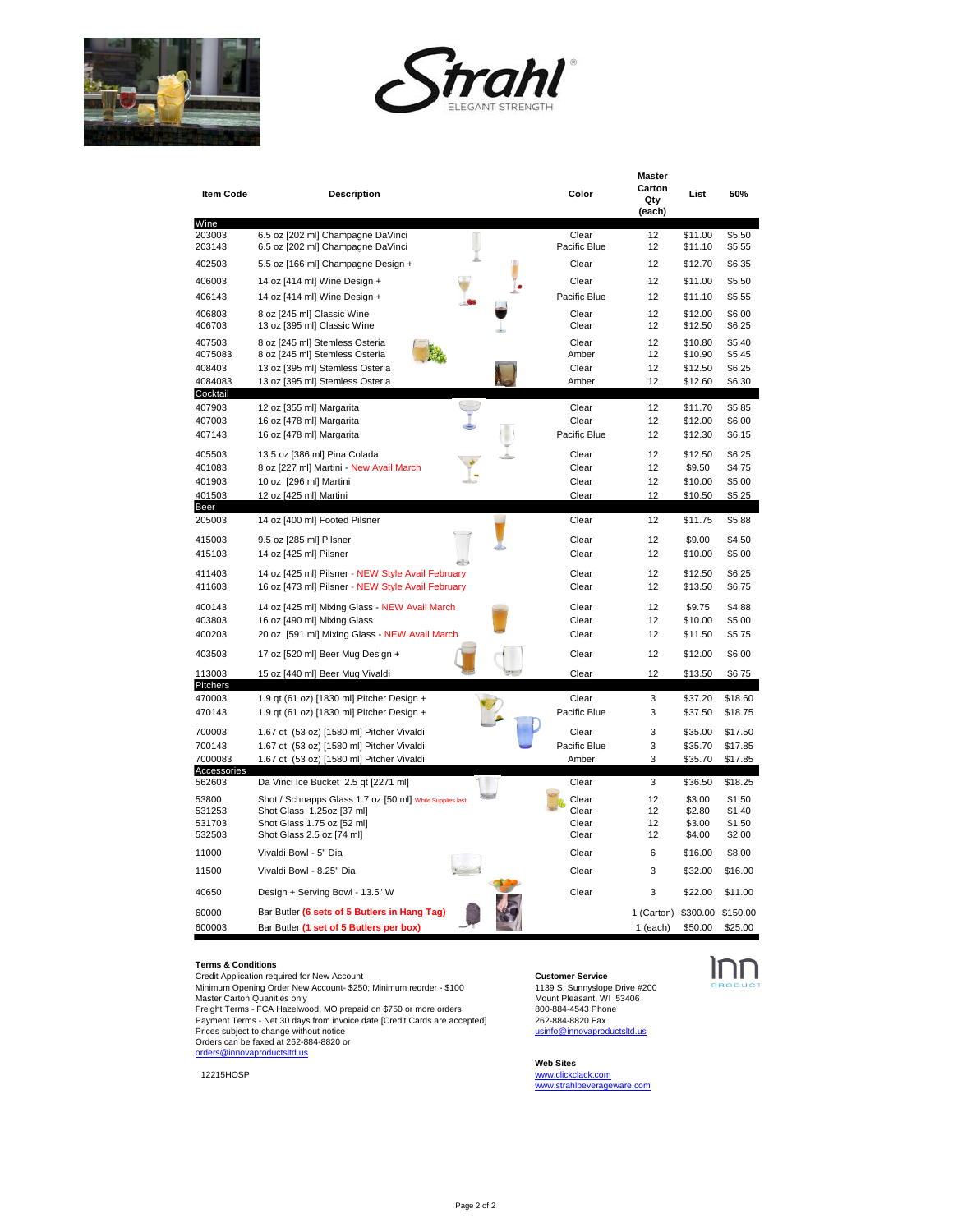# Strahl

ELEGANT STRENGTH

| Item Code | Description | Color | Master Carton Qty (each) | List | 50% |
|---|---|---|---|---|---|
| **Wine** | | | | | |
| 203003 | 6.5 oz [202 ml] Champagne DaVinci | Clear | 12 | $11.00 | $5.50 |
| 203143 | 6.5 oz [202 ml] Champagne DaVinci | Pacific Blue | 12 | $11.10 | $5.55 |
| 402503 | 5.5 oz [166 ml] Champagne Design + | Clear | 12 | $12.70 | $6.35 |
| 406003 | 14 oz [414 ml] Wine Design + | Clear | 12 | $11.00 | $5.50 |
| 406143 | 14 oz [414 ml] Wine Design + | Pacific Blue | 12 | $11.10 | $5.55 |
| 406803 | 8 oz [245 ml] Classic Wine | Clear | 12 | $12.00 | $6.00 |
| 406703 | 13 oz [395 ml] Classic Wine | Clear | 12 | $12.50 | $6.25 |
| 407503 | 8 oz [245 ml] Stemless Osteria | Clear | 12 | $10.80 | $5.40 |
| 4075083 | 8 oz [245 ml] Stemless Osteria | Amber | 12 | $10.90 | $5.45 |
| 408403 | 13 oz [395 ml] Stemless Osteria | Clear | 12 | $12.50 | $6.25 |
| 4084083 | 13 oz [395 ml] Stemless Osteria | Amber | 12 | $12.60 | $6.30 |
| **Cocktail** | | | | | |
| 407903 | 12 oz [355 ml] Margarita | Clear | 12 | $11.70 | $5.85 |
| 407003 | 16 oz [478 ml] Margarita | Clear | 12 | $12.00 | $6.00 |
| 407143 | 16 oz [478 ml] Margarita | Pacific Blue | 12 | $12.30 | $6.15 |
| 405503 | 13.5 oz [386 ml] Pina Colada | Clear | 12 | $12.50 | $6.25 |
| 401083 | 8 oz [227 ml] Martini - New Avail March | Clear | 12 | $9.50 | $4.75 |
| 401903 | 10 oz [296 ml] Martini | Clear | 12 | $10.00 | $5.00 |
| 401503 | 12 oz [425 ml] Martini | Clear | 12 | $10.50 | $5.25 |
| **Beer** | | | | | |
| 205003 | 14 oz [400 ml] Footed Pilsner | Clear | 12 | $11.75 | $5.88 |
| 415003 | 9.5 oz [285 ml] Pilsner | Clear | 12 | $9.00 | $4.50 |
| 415103 | 14 oz [425 ml] Pilsner | Clear | 12 | $10.00 | $5.00 |
| 411403 | 14 oz [425 ml] Pilsner - NEW Style Avail February | Clear | 12 | $12.50 | $6.25 |
| 411603 | 16 oz [473 ml] Pilsner - NEW Style Avail February | Clear | 12 | $13.50 | $6.75 |
| 400143 | 14 oz [425 ml] Mixing Glass - NEW Avail March | Clear | 12 | $9.75 | $4.88 |
| 403803 | 16 oz [490 ml] Mixing Glass | Clear | 12 | $10.00 | $5.00 |
| 400203 | 20 oz [591 ml] Mixing Glass - NEW Avail March | Clear | 12 | $11.50 | $5.75 |
| 403503 | 17 oz [520 ml] Beer Mug Design + | Clear | 12 | $12.00 | $6.00 |
| 113003 | 15 oz [440 ml] Beer Mug Vivaldi | Clear | 12 | $13.50 | $6.75 |
| **Pitchers** | | | | | |
| 470003 | 1.9 qt (61 oz) [1830 ml] Pitcher Design + | Clear | 3 | $37.20 | $18.60 |
| 470143 | 1.9 qt (61 oz) [1830 ml] Pitcher Design + | Pacific Blue | 3 | $37.50 | $18.75 |
| 700003 | 1.67 qt (53 oz) [1580 ml] Pitcher Vivaldi | Clear | 3 | $35.00 | $17.50 |
| 700143 | 1.67 qt (53 oz) [1580 ml] Pitcher Vivaldi | Pacific Blue | 3 | $35.70 | $17.85 |
| 7000083 | 1.67 qt (53 oz) [1580 ml] Pitcher Vivaldi | Amber | 3 | $35.70 | $17.85 |
| **Accessories** | | | | | |
| 562603 | Da Vinci Ice Bucket 2.5 qt [2271 ml] | Clear | 3 | $36.50 | $18.25 |
| 53800 | Shot / Schnapps Glass 1.7 oz [50 ml] While Supplies last | Clear | 12 | $3.00 | $1.50 |
| 531253 | Shot Glass 1.25oz [37 ml] | Clear | 12 | $2.80 | $1.40 |
| 531703 | Shot Glass 1.75 oz [52 ml] | Clear | 12 | $3.00 | $1.50 |
| 532503 | Shot Glass 2.5 oz [74 ml] | Clear | 12 | $4.00 | $2.00 |
| 11000 | Vivaldi Bowl - 5" Dia | Clear | 6 | $16.00 | $8.00 |
| 11500 | Vivaldi Bowl - 8.25" Dia | Clear | 3 | $32.00 | $16.00 |
| 40650 | Design + Serving Bowl - 13.5" W | Clear | 3 | $22.00 | $11.00 |
| 60000 | Bar Butler **(6 sets of 5 Butlers in Hang Tag)** | | 1 (Carton) | $300.00 | $150.00 |
| 600003 | Bar Butler **(1 set of 5 Butlers per box)** | | 1 (each) | $50.00 | $25.00 |

**Terms & Conditions**
Credit Application required for New Account
Minimum Opening Order New Account- $250; Minimum reorder - $100
Master Carton Quanities only
Freight Terms - FCA Hazelwood, MO prepaid on $750 or more orders
Payment Terms - Net 30 days from invoice date [Credit Cards are accepted]
Prices subject to change without notice
Orders can be faxed at 262-884-8820 or
orders@innovaproductsltd.us

12215HOSP

**Customer Service**
1139 S. Sunnyslope Drive #200
Mount Pleasant, WI 53406
800-884-4543 Phone
262-884-8820 Fax
usinfo@innovaproductsltd.us

**Web Sites**
www.clickclack.com
www.strahlbeverageware.com

Inn PRODUCT